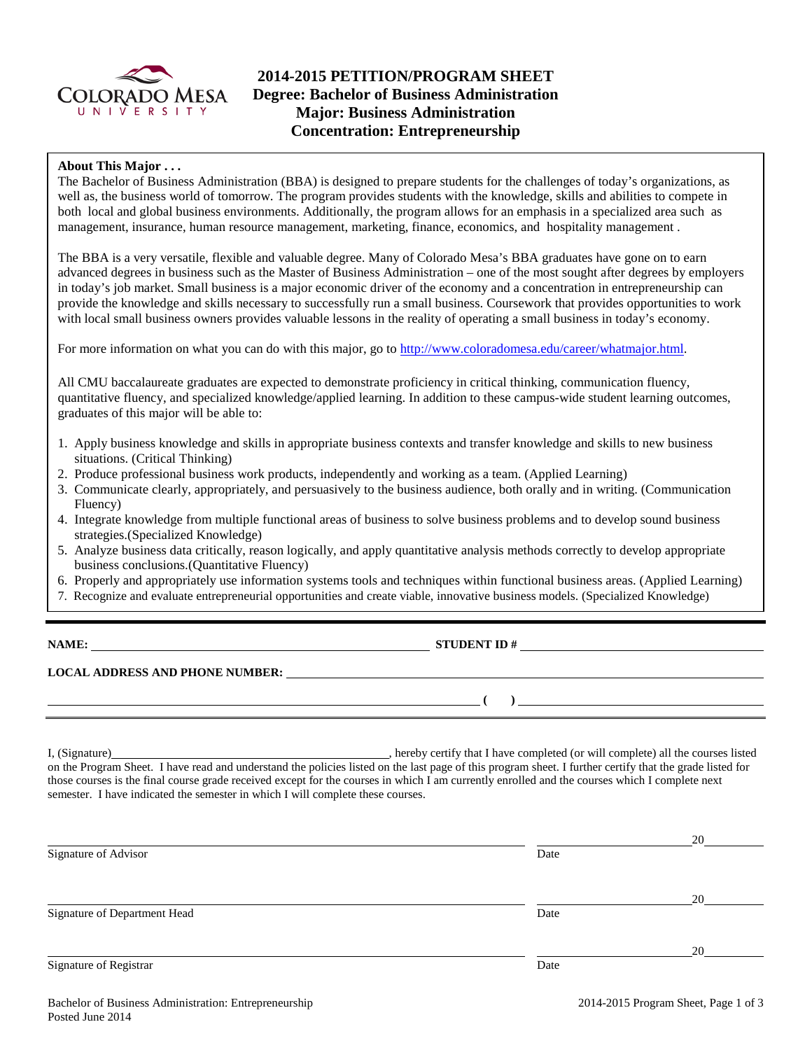# 2014-2015 PETITION/PROGRAM SHEET
## Degree: Bachelor of Business Administration
## Major: Business Administration
## Concentration: Entrepreneurship

**About This Major . . .**

The Bachelor of Business Administration (BBA) is designed to prepare students for the challenges of today's organizations, as well as, the business world of tomorrow. The program provides students with the knowledge, skills and abilities to compete in both local and global business environments. Additionally, the program allows for an emphasis in a specialized area such as management, insurance, human resource management, marketing, finance, economics, and hospitality management .

The BBA is a very versatile, flexible and valuable degree. Many of Colorado Mesa's BBA graduates have gone on to earn advanced degrees in business such as the Master of Business Administration – one of the most sought after degrees by employers in today's job market. Small business is a major economic driver of the economy and a concentration in entrepreneurship can provide the knowledge and skills necessary to successfully run a small business. Coursework that provides opportunities to work with local small business owners provides valuable lessons in the reality of operating a small business in today's economy.

For more information on what you can do with this major, go to http://www.coloradomesa.edu/career/whatmajor.html.

All CMU baccalaureate graduates are expected to demonstrate proficiency in critical thinking, communication fluency, quantitative fluency, and specialized knowledge/applied learning. In addition to these campus-wide student learning outcomes, graduates of this major will be able to:

1. Apply business knowledge and skills in appropriate business contexts and transfer knowledge and skills to new business situations. (Critical Thinking)
2. Produce professional business work products, independently and working as a team. (Applied Learning)
3. Communicate clearly, appropriately, and persuasively to the business audience, both orally and in writing. (Communication Fluency)
4. Integrate knowledge from multiple functional areas of business to solve business problems and to develop sound business strategies.(Specialized Knowledge)
5. Analyze business data critically, reason logically, and apply quantitative analysis methods correctly to develop appropriate business conclusions.(Quantitative Fluency)
6. Properly and appropriately use information systems tools and techniques within functional business areas. (Applied Learning)
7. Recognize and evaluate entrepreneurial opportunities and create viable, innovative business models. (Specialized Knowledge)

---

**NAME:** ______________________________ **STUDENT ID #** ______________________________

**LOCAL ADDRESS AND PHONE NUMBER:** ______________________________

______________________________ **( )** ______________________________

I, (Signature)______________________________, hereby certify that I have completed (or will complete) all the courses listed on the Program Sheet. I have read and understand the policies listed on the last page of this program sheet. I further certify that the grade listed for those courses is the final course grade received except for the courses in which I am currently enrolled and the courses which I complete next semester. I have indicated the semester in which I will complete these courses.

______________________________ ______________ 20______
Signature of Advisor Date

______________________________ ______________ 20______
Signature of Department Head Date

______________________________ ______________ 20______
Signature of Registrar Date

Bachelor of Business Administration: Entrepreneurship
Posted June 2014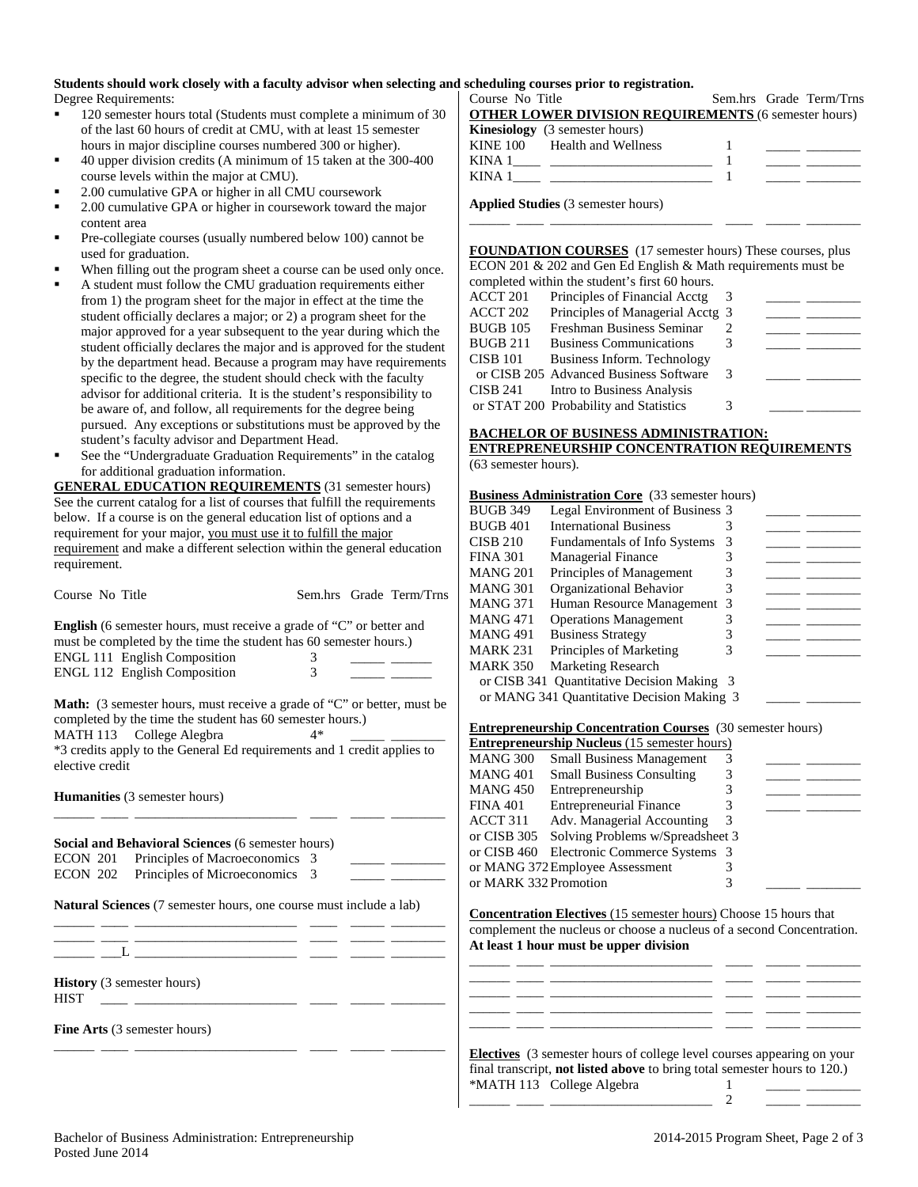**Students should work closely with a faculty advisor when selecting and scheduling courses prior to registration.**

Degree Requirements:

- 120 semester hours total (Students must complete a minimum of 30 of the last 60 hours of credit at CMU, with at least 15 semester hours in major discipline courses numbered 300 or higher).
- 40 upper division credits (A minimum of 15 taken at the 300-400 course levels within the major at CMU).
- 2.00 cumulative GPA or higher in all CMU coursework
- 2.00 cumulative GPA or higher in coursework toward the major content area
- Pre-collegiate courses (usually numbered below 100) cannot be used for graduation.
- When filling out the program sheet a course can be used only once.
- A student must follow the CMU graduation requirements either from 1) the program sheet for the major in effect at the time the student officially declares a major; or 2) a program sheet for the major approved for a year subsequent to the year during which the student officially declares the major and is approved for the student by the department head. Because a program may have requirements specific to the degree, the student should check with the faculty advisor for additional criteria. It is the student's responsibility to be aware of, and follow, all requirements for the degree being pursued. Any exceptions or substitutions must be approved by the student's faculty advisor and Department Head.
- See the "Undergraduate Graduation Requirements" in the catalog for additional graduation information.

**GENERAL EDUCATION REQUIREMENTS** (31 semester hours) See the current catalog for a list of courses that fulfill the requirements below. If a course is on the general education list of options and a requirement for your major, you must use it to fulfill the major requirement and make a different selection within the general education requirement.

| Course No | Title | Sem.hrs | Grade | Term/Trns |
|---|---|---|---|---|
| **English** (6 semester hours, must receive a grade of "C" or better and must be completed by the time the student has 60 semester hours.) | | | | |
| ENGL 111 | English Composition | 3 | | |
| ENGL 112 | English Composition | 3 | | |
| **Math:** (3 semester hours, must receive a grade of "C" or better, must be completed by the time the student has 60 semester hours.) | | | | |
| MATH 113 | College Alegbra | 4* | | |

*3 credits apply to the General Ed requirements and 1 credit applies to elective credit

| Course No | Title | Sem.hrs | Grade | Term/Trns |
|---|---|---|---|---|
| **Humanities** (3 semester hours) | | | | |
| | | | | |
| **Social and Behavioral Sciences** (6 semester hours) | | | | |
| ECON 201 | Principles of Macroeconomics | 3 | | |
| ECON 202 | Principles of Microeconomics | 3 | | |
| **Natural Sciences** (7 semester hours, one course must include a lab) | | | | |
| | | | | |
| | | | | |
| ___L | | | | |
| **History** (3 semester hours) | | | | |
| HIST | | | | |
| **Fine Arts** (3 semester hours) | | | | |
| | | | | |

| Course No | Title | Sem.hrs | Grade | Term/Trns |
|---|---|---|---|---|
| **OTHER LOWER DIVISION REQUIREMENTS** (6 semester hours) | | | | |
| **Kinesiology** (3 semester hours) | | | | |
| KINE 100 | Health and Wellness | 1 | | |
| KINA 1____ | | 1 | | |
| KINA 1____ | | 1 | | |
| **Applied Studies** (3 semester hours) | | | | |
| | | | | |

**FOUNDATION COURSES** (17 semester hours) These courses, plus ECON 201 & 202 and Gen Ed English & Math requirements must be completed within the student's first 60 hours.

| Course No | Title | Sem.hrs | Grade | Term/Trns |
|---|---|---|---|---|
| ACCT 201 | Principles of Financial Acctg | 3 | | |
| ACCT 202 | Principles of Managerial Acctg | 3 | | |
| BUGB 105 | Freshman Business Seminar | 2 | | |
| BUGB 211 | Business Communications | 3 | | |
| CISB 101 or CISB 205 | Business Inform. Technology or Advanced Business Software | 3 | | |
| CISB 241 or STAT 200 | Intro to Business Analysis or Probability and Statistics | 3 | | |

**BACHELOR OF BUSINESS ADMINISTRATION: ENTREPRENEURSHIP CONCENTRATION REQUIREMENTS** (63 semester hours).

**Business Administration Core** (33 semester hours)

| Course No | Title | Sem.hrs | Grade | Term/Trns |
|---|---|---|---|---|
| BUGB 349 | Legal Environment of Business | 3 | | |
| BUGB 401 | International Business | 3 | | |
| CISB 210 | Fundamentals of Info Systems | 3 | | |
| FINA 301 | Managerial Finance | 3 | | |
| MANG 201 | Principles of Management | 3 | | |
| MANG 301 | Organizational Behavior | 3 | | |
| MANG 371 | Human Resource Management | 3 | | |
| MANG 471 | Operations Management | 3 | | |
| MANG 491 | Business Strategy | 3 | | |
| MARK 231 | Principles of Marketing | 3 | | |
| MARK 350 or CISB 341 or MANG 341 | Marketing Research or Quantitative Decision Making or Quantitative Decision Making | 3 | | |

**Entrepreneurship Concentration Courses** (30 semester hours)

**Entrepreneurship Nucleus** (15 semester hours)

| Course No | Title | Sem.hrs | Grade | Term/Trns |
|---|---|---|---|---|
| MANG 300 | Small Business Management | 3 | | |
| MANG 401 | Small Business Consulting | 3 | | |
| MANG 450 | Entrepreneurship | 3 | | |
| FINA 401 | Entrepreneurial Finance | 3 | | |
| ACCT 311 | Adv. Managerial Accounting | 3 | | |
| or CISB 305 | Solving Problems w/Spreadsheet | 3 | | |
| or CISB 460 | Electronic Commerce Systems | 3 | | |
| or MANG 372 | Employee Assessment | 3 | | |
| or MARK 332 | Promotion | 3 | | |

**Concentration Electives** (15 semester hours) Choose 15 hours that complement the nucleus or choose a nucleus of a second Concentration. **At least 1 hour must be upper division**

| Course No | Title | Sem.hrs | Grade | Term/Trns |
|---|---|---|---|---|
| | | | | |
| | | | | |
| | | | | |
| | | | | |
| | | | | |

**Electives** (3 semester hours of college level courses appearing on your final transcript, **not listed above** to bring total semester hours to 120.)

| Course No | Title | Sem.hrs | Grade | Term/Trns |
|---|---|---|---|---|
| *MATH 113 | College Algebra | 1 | | |
| | | 2 | | |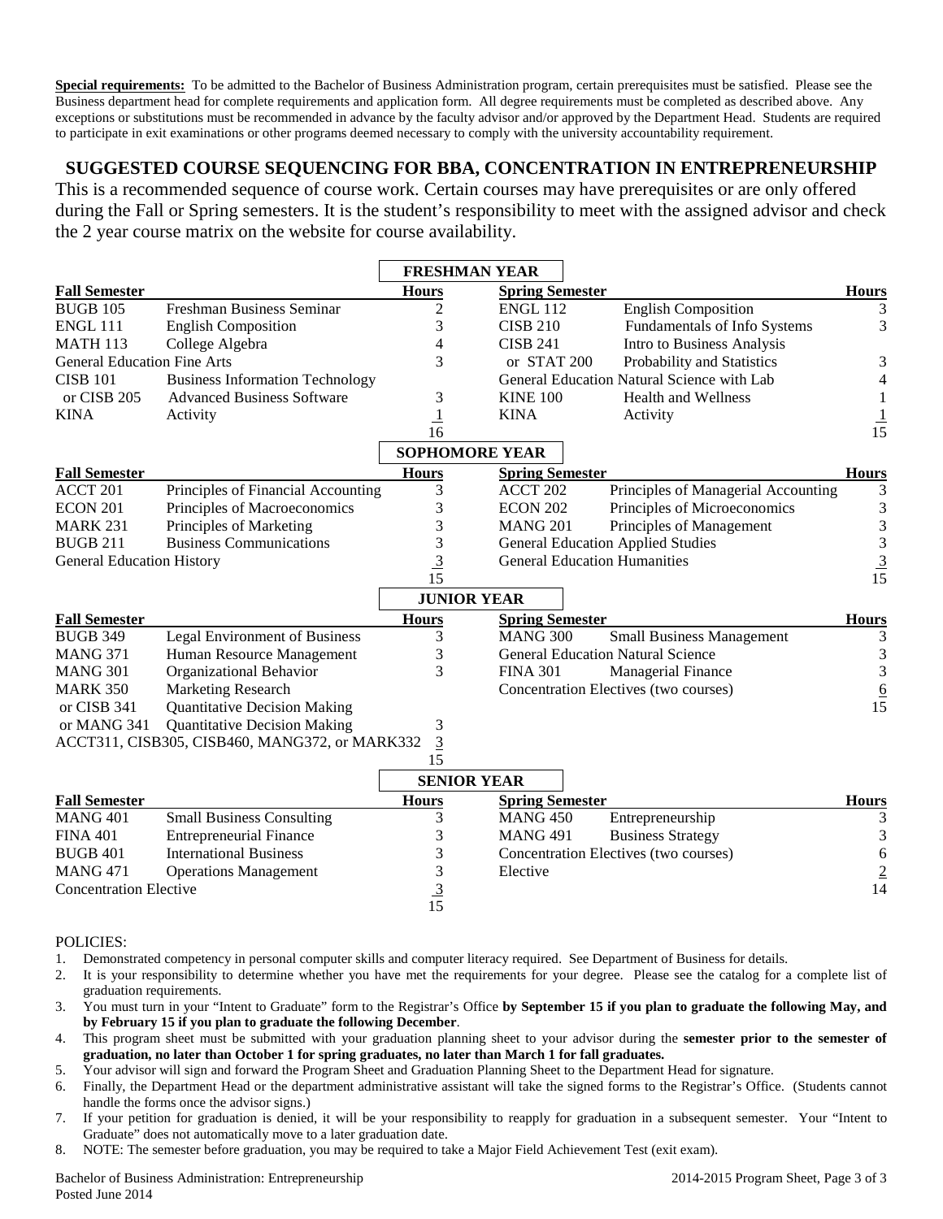**Special requirements:** To be admitted to the Bachelor of Business Administration program, certain prerequisites must be satisfied. Please see the Business department head for complete requirements and application form. All degree requirements must be completed as described above. Any exceptions or substitutions must be recommended in advance by the faculty advisor and/or approved by the Department Head. Students are required to participate in exit examinations or other programs deemed necessary to comply with the university accountability requirement.

## SUGGESTED COURSE SEQUENCING FOR BBA, CONCENTRATION IN ENTREPRENEURSHIP

This is a recommended sequence of course work. Certain courses may have prerequisites or are only offered during the Fall or Spring semesters. It is the student's responsibility to meet with the assigned advisor and check the 2 year course matrix on the website for course availability.

### FRESHMAN YEAR

| Fall Semester | | Hours | Spring Semester | | Hours |
|---|---|---|---|---|---|
| BUGB 105 | Freshman Business Seminar | 2 | ENGL 112 | English Composition | 3 |
| ENGL 111 | English Composition | 3 | CISB 210 | Fundamentals of Info Systems | 3 |
| MATH 113 | College Algebra | 4 | CISB 241 | Intro to Business Analysis | |
| General Education Fine Arts | | 3 | or STAT 200 | Probability and Statistics | 3 |
| CISB 101 | Business Information Technology | | General Education Natural Science with Lab | | 4 |
| or CISB 205 | Advanced Business Software | 3 | KINE 100 | Health and Wellness | 1 |
| KINA | Activity | 1 | KINA | Activity | 1 |
| | | 16 | | | 15 |

### SOPHOMORE YEAR

| Fall Semester | | Hours | Spring Semester | | Hours |
|---|---|---|---|---|---|
| ACCT 201 | Principles of Financial Accounting | 3 | ACCT 202 | Principles of Managerial Accounting | 3 |
| ECON 201 | Principles of Macroeconomics | 3 | ECON 202 | Principles of Microeconomics | 3 |
| MARK 231 | Principles of Marketing | 3 | MANG 201 | Principles of Management | 3 |
| BUGB 211 | Business Communications | 3 | General Education Applied Studies | | 3 |
| General Education History | | 3 | General Education Humanities | | 3 |
| | | 15 | | | 15 |

### JUNIOR YEAR

| Fall Semester | | Hours | Spring Semester | | Hours |
|---|---|---|---|---|---|
| BUGB 349 | Legal Environment of Business | 3 | MANG 300 | Small Business Management | 3 |
| MANG 371 | Human Resource Management | 3 | General Education Natural Science | | 3 |
| MANG 301 | Organizational Behavior | 3 | FINA 301 | Managerial Finance | 3 |
| MARK 350 | Marketing Research | | Concentration Electives (two courses) | | 6 |
| or CISB 341 | Quantitative Decision Making | | | | 15 |
| or MANG 341 | Quantitative Decision Making | 3 | | | |
| ACCT311, CISB305, CISB460, MANG372, or MARK332 | | 3 | | | |
| | | 15 | | | |

### SENIOR YEAR

| Fall Semester | | Hours | Spring Semester | | Hours |
|---|---|---|---|---|---|
| MANG 401 | Small Business Consulting | 3 | MANG 450 | Entrepreneurship | 3 |
| FINA 401 | Entrepreneurial Finance | 3 | MANG 491 | Business Strategy | 3 |
| BUGB 401 | International Business | 3 | Concentration Electives (two courses) | | 6 |
| MANG 471 | Operations Management | 3 | Elective | | 2 |
| Concentration Elective | | 3 | | | 14 |
| | | 15 | | | |

POLICIES:

1. Demonstrated competency in personal computer skills and computer literacy required. See Department of Business for details.
2. It is your responsibility to determine whether you have met the requirements for your degree. Please see the catalog for a complete list of graduation requirements.
3. You must turn in your "Intent to Graduate" form to the Registrar's Office **by September 15 if you plan to graduate the following May, and by February 15 if you plan to graduate the following December**.
4. This program sheet must be submitted with your graduation planning sheet to your advisor during the **semester prior to the semester of graduation, no later than October 1 for spring graduates, no later than March 1 for fall graduates.**
5. Your advisor will sign and forward the Program Sheet and Graduation Planning Sheet to the Department Head for signature.
6. Finally, the Department Head or the department administrative assistant will take the signed forms to the Registrar's Office. (Students cannot handle the forms once the advisor signs.)
7. If your petition for graduation is denied, it will be your responsibility to reapply for graduation in a subsequent semester. Your "Intent to Graduate" does not automatically move to a later graduation date.
8. NOTE: The semester before graduation, you may be required to take a Major Field Achievement Test (exit exam).

Bachelor of Business Administration: Entrepreneurship
Posted June 2014